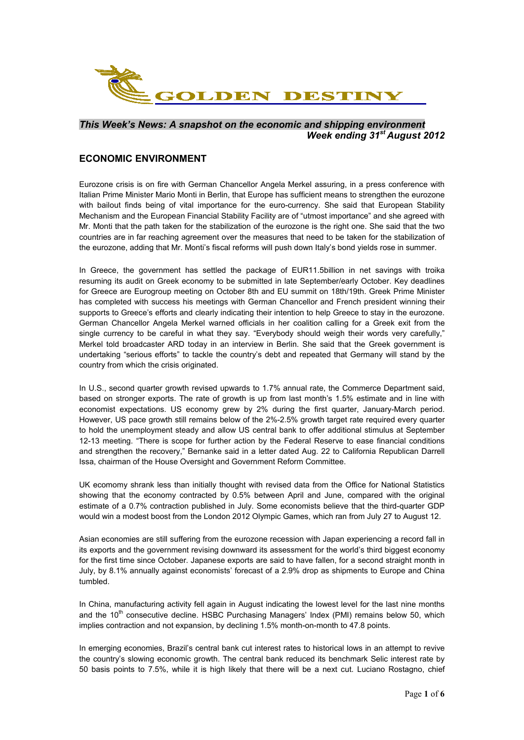GOLDEN DESTINY

*This Week's News: A snapshot on the economic and shipping environment*
***Week ending 31st August 2012***

## ECONOMIC ENVIRONMENT

Eurozone crisis is on fire with German Chancellor Angela Merkel assuring, in a press conference with Italian Prime Minister Mario Monti in Berlin, that Europe has sufficient means to strengthen the eurozone with bailout finds being of vital importance for the euro-currency. She said that European Stability Mechanism and the European Financial Stability Facility are of "utmost importance" and she agreed with Mr. Monti that the path taken for the stabilization of the eurozone is the right one. She said that the two countries are in far reaching agreement over the measures that need to be taken for the stabilization of the eurozone, adding that Mr. Monti's fiscal reforms will push down Italy's bond yields rose in summer.

In Greece, the government has settled the package of EUR11.5billion in net savings with troika resuming its audit on Greek economy to be submitted in late September/early October. Key deadlines for Greece are Eurogroup meeting on October 8th and EU summit on 18th/19th. Greek Prime Minister has completed with success his meetings with German Chancellor and French president winning their supports to Greece's efforts and clearly indicating their intention to help Greece to stay in the eurozone. German Chancellor Angela Merkel warned officials in her coalition calling for a Greek exit from the single currency to be careful in what they say. "Everybody should weigh their words very carefully," Merkel told broadcaster ARD today in an interview in Berlin. She said that the Greek government is undertaking "serious efforts" to tackle the country's debt and repeated that Germany will stand by the country from which the crisis originated.

In U.S., second quarter growth revised upwards to 1.7% annual rate, the Commerce Department said, based on stronger exports. The rate of growth is up from last month's 1.5% estimate and in line with economist expectations. US economy grew by 2% during the first quarter, January-March period. However, US pace growth still remains below of the 2%-2.5% growth target rate required every quarter to hold the unemployment steady and allow US central bank to offer additional stimulus at September 12-13 meeting. "There is scope for further action by the Federal Reserve to ease financial conditions and strengthen the recovery," Bernanke said in a letter dated Aug. 22 to California Republican Darrell Issa, chairman of the House Oversight and Government Reform Committee.

UK ecomomy shrank less than initially thought with revised data from the Office for National Statistics showing that the economy contracted by 0.5% between April and June, compared with the original estimate of a 0.7% contraction published in July. Some economists believe that the third-quarter GDP would win a modest boost from the London 2012 Olympic Games, which ran from July 27 to August 12.

Asian economies are still suffering from the eurozone recession with Japan experiencing a record fall in its exports and the government revising downward its assessment for the world's third biggest economy for the first time since October. Japanese exports are said to have fallen, for a second straight month in July, by 8.1% annually against economists' forecast of a 2.9% drop as shipments to Europe and China tumbled.

In China, manufacturing activity fell again in August indicating the lowest level for the last nine months and the 10th consecutive decline. HSBC Purchasing Managers' Index (PMI) remains below 50, which implies contraction and not expansion, by declining 1.5% month-on-month to 47.8 points.

In emerging economies, Brazil's central bank cut interest rates to historical lows in an attempt to revive the country's slowing economic growth. The central bank reduced its benchmark Selic interest rate by 50 basis points to 7.5%, while it is high likely that there will be a next cut. Luciano Rostagno, chief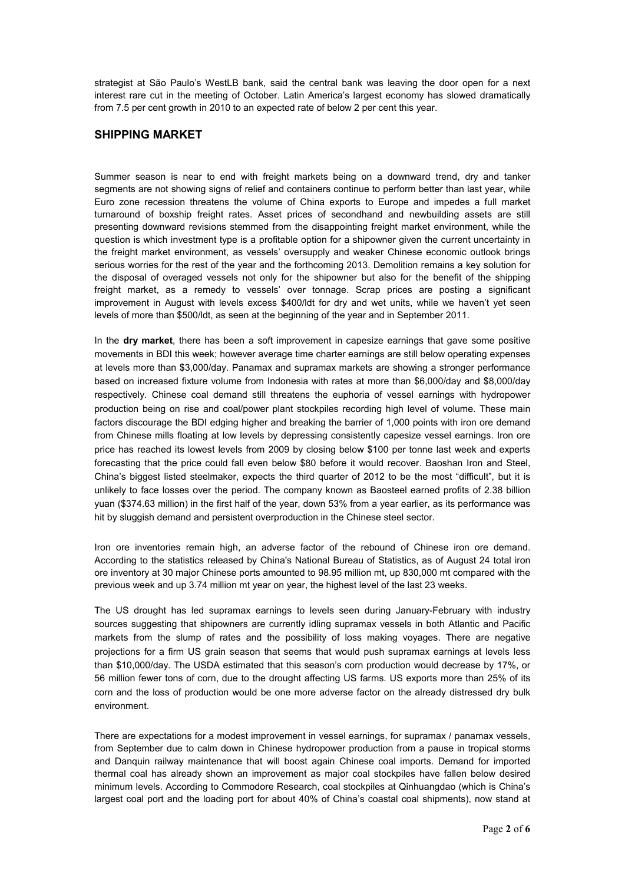strategist at São Paulo's WestLB bank, said the central bank was leaving the door open for a next interest rare cut in the meeting of October. Latin America's largest economy has slowed dramatically from 7.5 per cent growth in 2010 to an expected rate of below 2 per cent this year.

## SHIPPING MARKET

Summer season is near to end with freight markets being on a downward trend, dry and tanker segments are not showing signs of relief and containers continue to perform better than last year, while Euro zone recession threatens the volume of China exports to Europe and impedes a full market turnaround of boxship freight rates. Asset prices of secondhand and newbuilding assets are still presenting downward revisions stemmed from the disappointing freight market environment, while the question is which investment type is a profitable option for a shipowner given the current uncertainty in the freight market environment, as vessels' oversupply and weaker Chinese economic outlook brings serious worries for the rest of the year and the forthcoming 2013. Demolition remains a key solution for the disposal of overaged vessels not only for the shipowner but also for the benefit of the shipping freight market, as a remedy to vessels' over tonnage. Scrap prices are posting a significant improvement in August with levels excess $400/ldt for dry and wet units, while we haven't yet seen levels of more than $500/ldt, as seen at the beginning of the year and in September 2011.

In the **dry market**, there has been a soft improvement in capesize earnings that gave some positive movements in BDI this week; however average time charter earnings are still below operating expenses at levels more than $3,000/day. Panamax and supramax markets are showing a stronger performance based on increased fixture volume from Indonesia with rates at more than $6,000/day and $8,000/day respectively. Chinese coal demand still threatens the euphoria of vessel earnings with hydropower production being on rise and coal/power plant stockpiles recording high level of volume. These main factors discourage the BDI edging higher and breaking the barrier of 1,000 points with iron ore demand from Chinese mills floating at low levels by depressing consistently capesize vessel earnings. Iron ore price has reached its lowest levels from 2009 by closing below $100 per tonne last week and experts forecasting that the price could fall even below $80 before it would recover. Baoshan Iron and Steel, China's biggest listed steelmaker, expects the third quarter of 2012 to be the most "difficult", but it is unlikely to face losses over the period. The company known as Baosteel earned profits of 2.38 billion yuan ($374.63 million) in the first half of the year, down 53% from a year earlier, as its performance was hit by sluggish demand and persistent overproduction in the Chinese steel sector.

Iron ore inventories remain high, an adverse factor of the rebound of Chinese iron ore demand. According to the statistics released by China's National Bureau of Statistics, as of August 24 total iron ore inventory at 30 major Chinese ports amounted to 98.95 million mt, up 830,000 mt compared with the previous week and up 3.74 million mt year on year, the highest level of the last 23 weeks.

The US drought has led supramax earnings to levels seen during January-February with industry sources suggesting that shipowners are currently idling supramax vessels in both Atlantic and Pacific markets from the slump of rates and the possibility of loss making voyages. There are negative projections for a firm US grain season that seems that would push supramax earnings at levels less than $10,000/day. The USDA estimated that this season's corn production would decrease by 17%, or 56 million fewer tons of corn, due to the drought affecting US farms. US exports more than 25% of its corn and the loss of production would be one more adverse factor on the already distressed dry bulk environment.

There are expectations for a modest improvement in vessel earnings, for supramax / panamax vessels, from September due to calm down in Chinese hydropower production from a pause in tropical storms and Danquin railway maintenance that will boost again Chinese coal imports. Demand for imported thermal coal has already shown an improvement as major coal stockpiles have fallen below desired minimum levels. According to Commodore Research, coal stockpiles at Qinhuangdao (which is China's largest coal port and the loading port for about 40% of China's coastal coal shipments), now stand at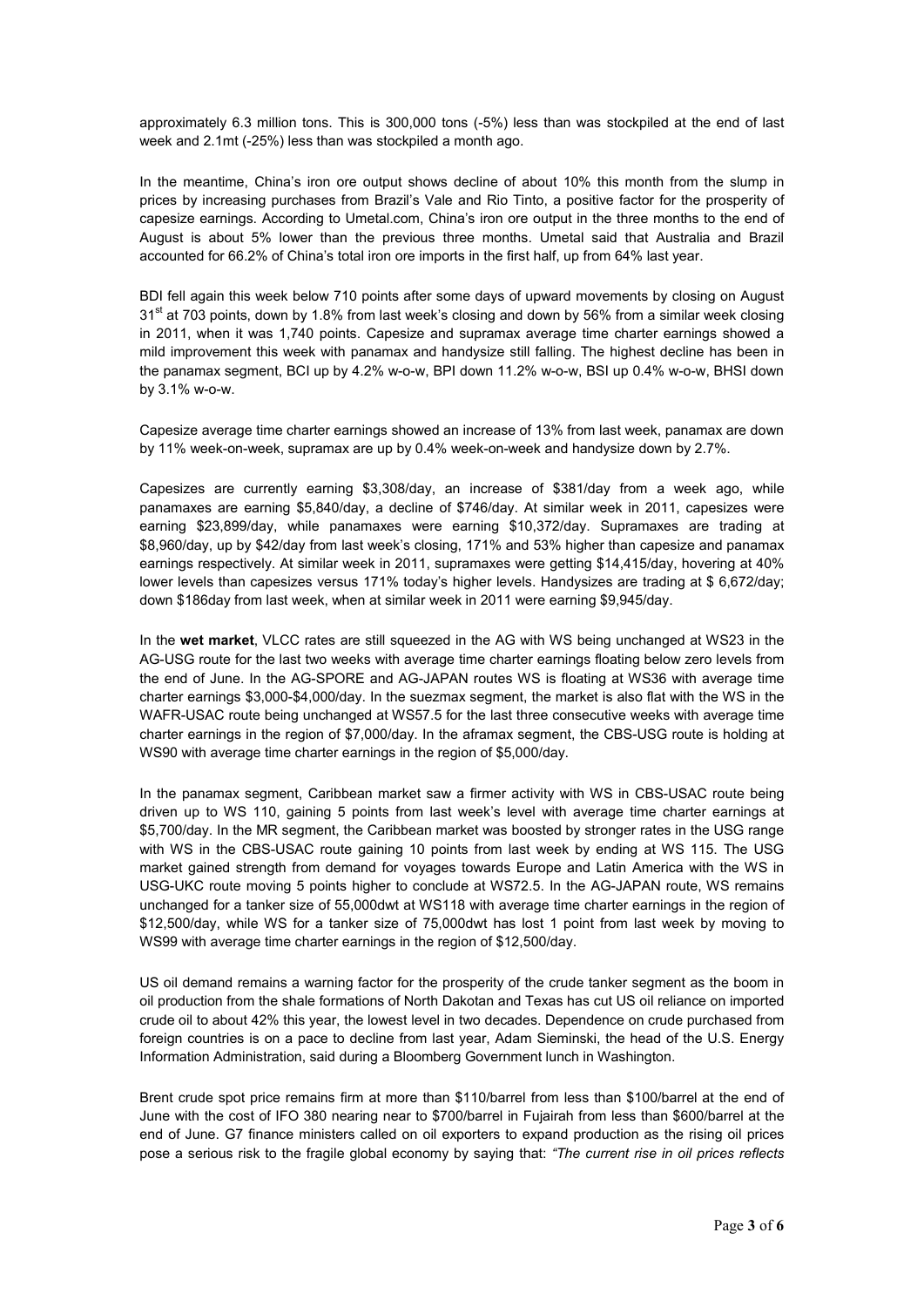approximately 6.3 million tons. This is 300,000 tons (-5%) less than was stockpiled at the end of last week and 2.1mt (-25%) less than was stockpiled a month ago.

In the meantime, China's iron ore output shows decline of about 10% this month from the slump in prices by increasing purchases from Brazil's Vale and Rio Tinto, a positive factor for the prosperity of capesize earnings. According to Umetal.com, China's iron ore output in the three months to the end of August is about 5% lower than the previous three months. Umetal said that Australia and Brazil accounted for 66.2% of China's total iron ore imports in the first half, up from 64% last year.

BDI fell again this week below 710 points after some days of upward movements by closing on August 31st at 703 points, down by 1.8% from last week's closing and down by 56% from a similar week closing in 2011, when it was 1,740 points. Capesize and supramax average time charter earnings showed a mild improvement this week with panamax and handysize still falling. The highest decline has been in the panamax segment, BCI up by 4.2% w-o-w, BPI down 11.2% w-o-w, BSI up 0.4% w-o-w, BHSI down by 3.1% w-o-w.

Capesize average time charter earnings showed an increase of 13% from last week, panamax are down by 11% week-on-week, supramax are up by 0.4% week-on-week and handysize down by 2.7%.

Capesizes are currently earning $3,308/day, an increase of $381/day from a week ago, while panamaxes are earning $5,840/day, a decline of $746/day. At similar week in 2011, capesizes were earning $23,899/day, while panamaxes were earning $10,372/day. Supramaxes are trading at $8,960/day, up by $42/day from last week's closing, 171% and 53% higher than capesize and panamax earnings respectively. At similar week in 2011, supramaxes were getting $14,415/day, hovering at 40% lower levels than capesizes versus 171% today's higher levels. Handysizes are trading at $ 6,672/day; down $186day from last week, when at similar week in 2011 were earning $9,945/day.

In the **wet market**, VLCC rates are still squeezed in the AG with WS being unchanged at WS23 in the AG-USG route for the last two weeks with average time charter earnings floating below zero levels from the end of June. In the AG-SPORE and AG-JAPAN routes WS is floating at WS36 with average time charter earnings $3,000-$4,000/day. In the suezmax segment, the market is also flat with the WS in the WAFR-USAC route being unchanged at WS57.5 for the last three consecutive weeks with average time charter earnings in the region of $7,000/day. In the aframax segment, the CBS-USG route is holding at WS90 with average time charter earnings in the region of $5,000/day.

In the panamax segment, Caribbean market saw a firmer activity with WS in CBS-USAC route being driven up to WS 110, gaining 5 points from last week's level with average time charter earnings at $5,700/day. In the MR segment, the Caribbean market was boosted by stronger rates in the USG range with WS in the CBS-USAC route gaining 10 points from last week by ending at WS 115. The USG market gained strength from demand for voyages towards Europe and Latin America with the WS in USG-UKC route moving 5 points higher to conclude at WS72.5. In the AG-JAPAN route, WS remains unchanged for a tanker size of 55,000dwt at WS118 with average time charter earnings in the region of $12,500/day, while WS for a tanker size of 75,000dwt has lost 1 point from last week by moving to WS99 with average time charter earnings in the region of $12,500/day.

US oil demand remains a warning factor for the prosperity of the crude tanker segment as the boom in oil production from the shale formations of North Dakotan and Texas has cut US oil reliance on imported crude oil to about 42% this year, the lowest level in two decades. Dependence on crude purchased from foreign countries is on a pace to decline from last year, Adam Sieminski, the head of the U.S. Energy Information Administration, said during a Bloomberg Government lunch in Washington.

Brent crude spot price remains firm at more than $110/barrel from less than $100/barrel at the end of June with the cost of IFO 380 nearing near to $700/barrel in Fujairah from less than $600/barrel at the end of June. G7 finance ministers called on oil exporters to expand production as the rising oil prices pose a serious risk to the fragile global economy by saying that: *"The current rise in oil prices reflects*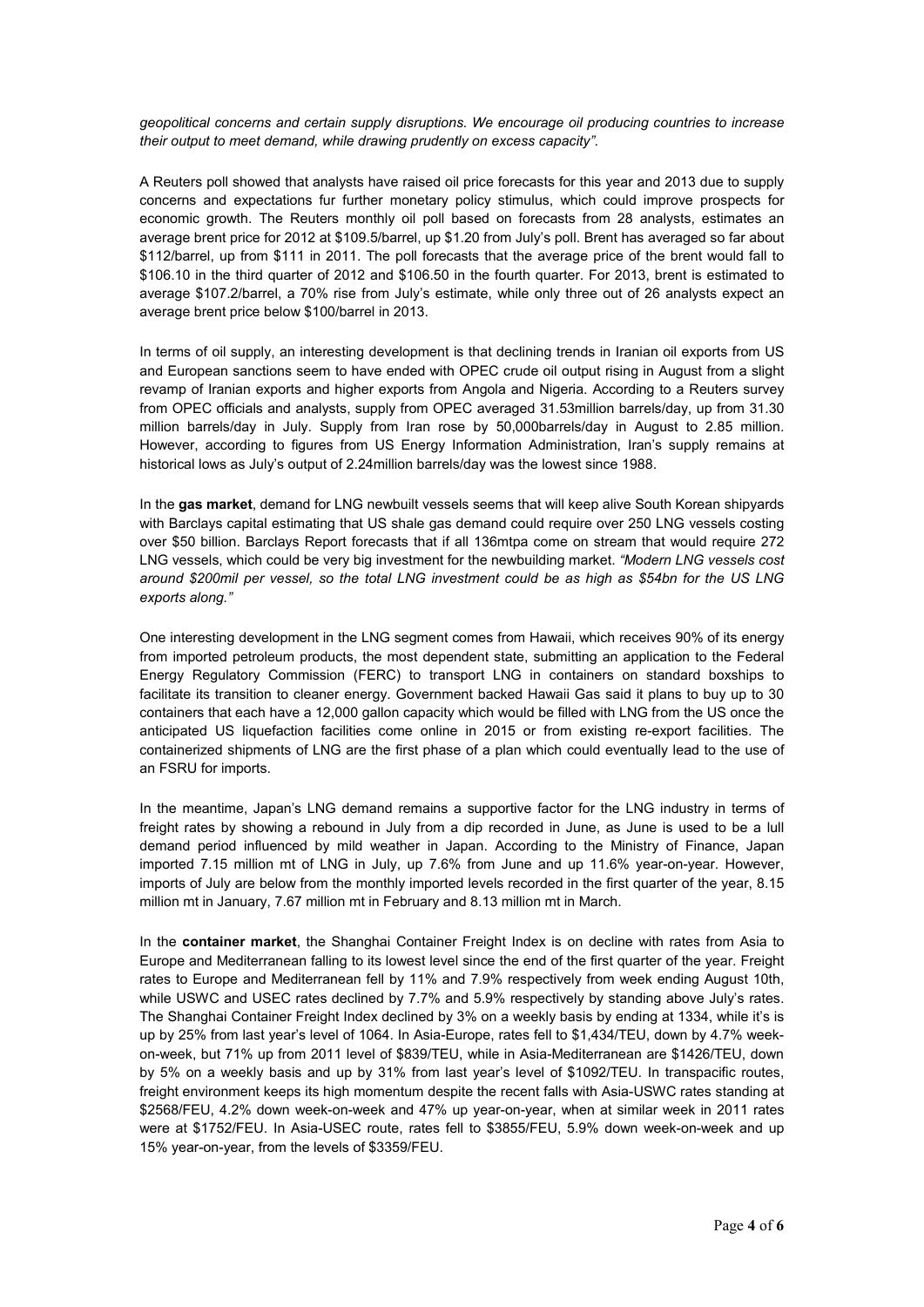*geopolitical concerns and certain supply disruptions. We encourage oil producing countries to increase their output to meet demand, while drawing prudently on excess capacity".*

A Reuters poll showed that analysts have raised oil price forecasts for this year and 2013 due to supply concerns and expectations fur further monetary policy stimulus, which could improve prospects for economic growth. The Reuters monthly oil poll based on forecasts from 28 analysts, estimates an average brent price for 2012 at $109.5/barrel, up $1.20 from July's poll. Brent has averaged so far about $112/barrel, up from $111 in 2011. The poll forecasts that the average price of the brent would fall to $106.10 in the third quarter of 2012 and $106.50 in the fourth quarter. For 2013, brent is estimated to average $107.2/barrel, a 70% rise from July's estimate, while only three out of 26 analysts expect an average brent price below $100/barrel in 2013.

In terms of oil supply, an interesting development is that declining trends in Iranian oil exports from US and European sanctions seem to have ended with OPEC crude oil output rising in August from a slight revamp of Iranian exports and higher exports from Angola and Nigeria. According to a Reuters survey from OPEC officials and analysts, supply from OPEC averaged 31.53million barrels/day, up from 31.30 million barrels/day in July. Supply from Iran rose by 50,000barrels/day in August to 2.85 million. However, according to figures from US Energy Information Administration, Iran's supply remains at historical lows as July's output of 2.24million barrels/day was the lowest since 1988.

In the **gas market**, demand for LNG newbuilt vessels seems that will keep alive South Korean shipyards with Barclays capital estimating that US shale gas demand could require over 250 LNG vessels costing over $50 billion. Barclays Report forecasts that if all 136mtpa come on stream that would require 272 LNG vessels, which could be very big investment for the newbuilding market. *"Modern LNG vessels cost around $200mil per vessel, so the total LNG investment could be as high as $54bn for the US LNG exports along."*

One interesting development in the LNG segment comes from Hawaii, which receives 90% of its energy from imported petroleum products, the most dependent state, submitting an application to the Federal Energy Regulatory Commission (FERC) to transport LNG in containers on standard boxships to facilitate its transition to cleaner energy. Government backed Hawaii Gas said it plans to buy up to 30 containers that each have a 12,000 gallon capacity which would be filled with LNG from the US once the anticipated US liquefaction facilities come online in 2015 or from existing re-export facilities. The containerized shipments of LNG are the first phase of a plan which could eventually lead to the use of an FSRU for imports.

In the meantime, Japan's LNG demand remains a supportive factor for the LNG industry in terms of freight rates by showing a rebound in July from a dip recorded in June, as June is used to be a lull demand period influenced by mild weather in Japan. According to the Ministry of Finance, Japan imported 7.15 million mt of LNG in July, up 7.6% from June and up 11.6% year-on-year. However, imports of July are below from the monthly imported levels recorded in the first quarter of the year, 8.15 million mt in January, 7.67 million mt in February and 8.13 million mt in March.

In the **container market**, the Shanghai Container Freight Index is on decline with rates from Asia to Europe and Mediterranean falling to its lowest level since the end of the first quarter of the year. Freight rates to Europe and Mediterranean fell by 11% and 7.9% respectively from week ending August 10th, while USWC and USEC rates declined by 7.7% and 5.9% respectively by standing above July's rates. The Shanghai Container Freight Index declined by 3% on a weekly basis by ending at 1334, while it's is up by 25% from last year's level of 1064. In Asia-Europe, rates fell to $1,434/TEU, down by 4.7% week-on-week, but 71% up from 2011 level of $839/TEU, while in Asia-Mediterranean are $1426/TEU, down by 5% on a weekly basis and up by 31% from last year's level of $1092/TEU. In transpacific routes, freight environment keeps its high momentum despite the recent falls with Asia-USWC rates standing at $2568/FEU, 4.2% down week-on-week and 47% up year-on-year, when at similar week in 2011 rates were at $1752/FEU. In Asia-USEC route, rates fell to $3855/FEU, 5.9% down week-on-week and up 15% year-on-year, from the levels of $3359/FEU.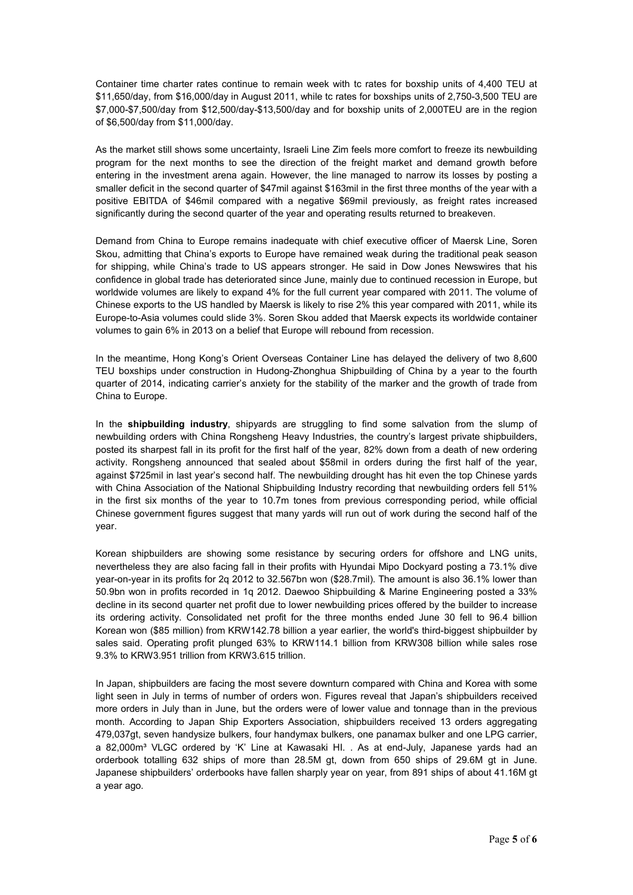Container time charter rates continue to remain week with tc rates for boxship units of 4,400 TEU at $11,650/day, from $16,000/day in August 2011, while tc rates for boxships units of 2,750-3,500 TEU are $7,000-$7,500/day from $12,500/day-$13,500/day and for boxship units of 2,000TEU are in the region of $6,500/day from $11,000/day.

As the market still shows some uncertainty, Israeli Line Zim feels more comfort to freeze its newbuilding program for the next months to see the direction of the freight market and demand growth before entering in the investment arena again. However, the line managed to narrow its losses by posting a smaller deficit in the second quarter of $47mil against $163mil in the first three months of the year with a positive EBITDA of $46mil compared with a negative $69mil previously, as freight rates increased significantly during the second quarter of the year and operating results returned to breakeven.

Demand from China to Europe remains inadequate with chief executive officer of Maersk Line, Soren Skou, admitting that China's exports to Europe have remained weak during the traditional peak season for shipping, while China's trade to US appears stronger. He said in Dow Jones Newswires that his confidence in global trade has deteriorated since June, mainly due to continued recession in Europe, but worldwide volumes are likely to expand 4% for the full current year compared with 2011. The volume of Chinese exports to the US handled by Maersk is likely to rise 2% this year compared with 2011, while its Europe-to-Asia volumes could slide 3%. Soren Skou added that Maersk expects its worldwide container volumes to gain 6% in 2013 on a belief that Europe will rebound from recession.

In the meantime, Hong Kong's Orient Overseas Container Line has delayed the delivery of two 8,600 TEU boxships under construction in Hudong-Zhonghua Shipbuilding of China by a year to the fourth quarter of 2014, indicating carrier's anxiety for the stability of the marker and the growth of trade from China to Europe.

In the **shipbuilding industry**, shipyards are struggling to find some salvation from the slump of newbuilding orders with China Rongsheng Heavy Industries, the country's largest private shipbuilders, posted its sharpest fall in its profit for the first half of the year, 82% down from a death of new ordering activity. Rongsheng announced that sealed about $58mil in orders during the first half of the year, against $725mil in last year's second half. The newbuilding drought has hit even the top Chinese yards with China Association of the National Shipbuilding Industry recording that newbuilding orders fell 51% in the first six months of the year to 10.7m tones from previous corresponding period, while official Chinese government figures suggest that many yards will run out of work during the second half of the year.

Korean shipbuilders are showing some resistance by securing orders for offshore and LNG units, nevertheless they are also facing fall in their profits with Hyundai Mipo Dockyard posting a 73.1% dive year-on-year in its profits for 2q 2012 to 32.567bn won ($28.7mil). The amount is also 36.1% lower than 50.9bn won in profits recorded in 1q 2012. Daewoo Shipbuilding & Marine Engineering posted a 33% decline in its second quarter net profit due to lower newbuilding prices offered by the builder to increase its ordering activity. Consolidated net profit for the three months ended June 30 fell to 96.4 billion Korean won ($85 million) from KRW142.78 billion a year earlier, the world's third-biggest shipbuilder by sales said. Operating profit plunged 63% to KRW114.1 billion from KRW308 billion while sales rose 9.3% to KRW3.951 trillion from KRW3.615 trillion.

In Japan, shipbuilders are facing the most severe downturn compared with China and Korea with some light seen in July in terms of number of orders won. Figures reveal that Japan's shipbuilders received more orders in July than in June, but the orders were of lower value and tonnage than in the previous month. According to Japan Ship Exporters Association, shipbuilders received 13 orders aggregating 479,037gt, seven handysize bulkers, four handymax bulkers, one panamax bulker and one LPG carrier, a 82,000m$^3$ VLGC ordered by 'K' Line at Kawasaki HI. . As at end-July, Japanese yards had an orderbook totalling 632 ships of more than 28.5M gt, down from 650 ships of 29.6M gt in June. Japanese shipbuilders' orderbooks have fallen sharply year on year, from 891 ships of about 41.16M gt a year ago.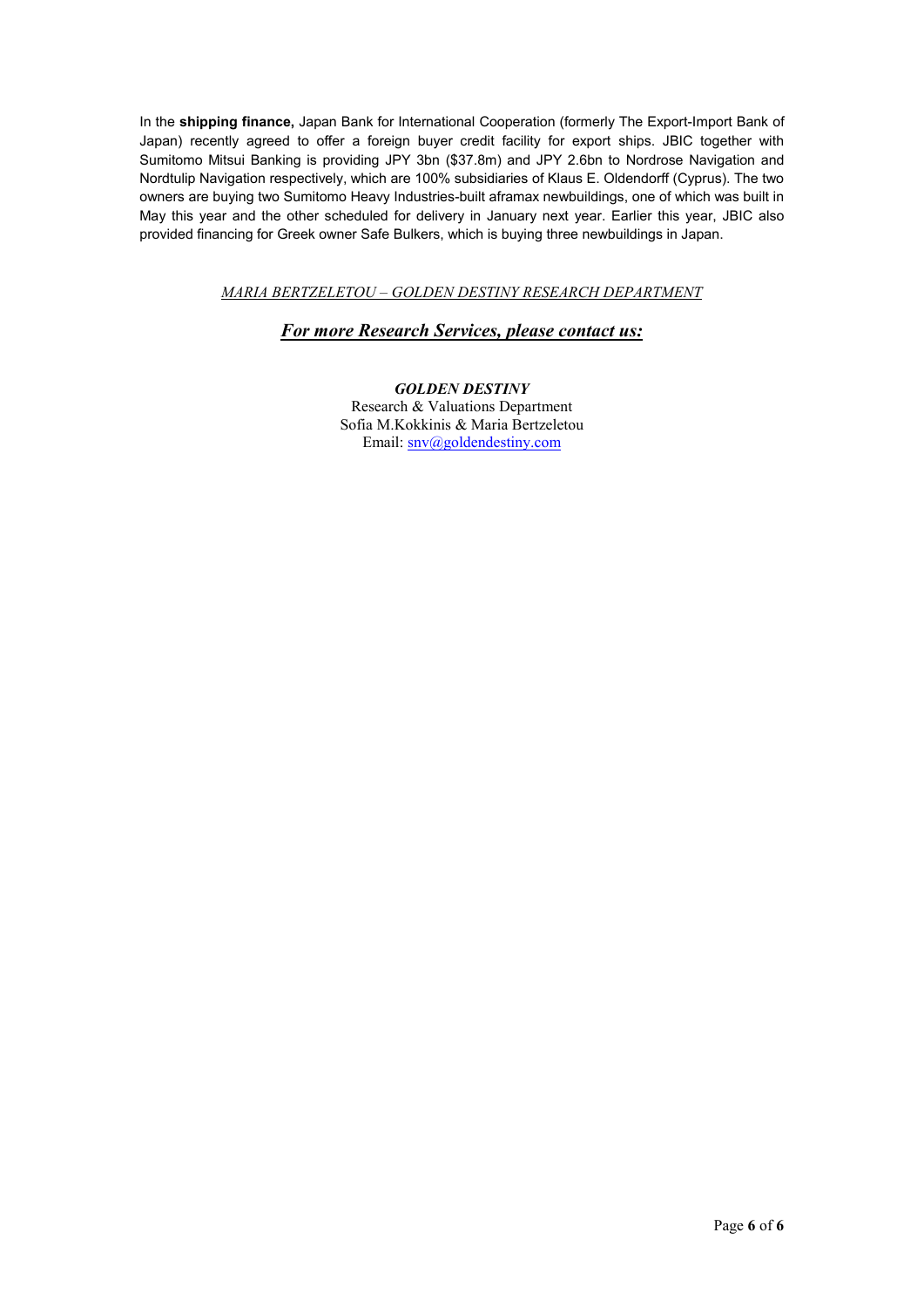In the **shipping finance,** Japan Bank for International Cooperation (formerly The Export-Import Bank of Japan) recently agreed to offer a foreign buyer credit facility for export ships. JBIC together with Sumitomo Mitsui Banking is providing JPY 3bn ($37.8m) and JPY 2.6bn to Nordrose Navigation and Nordtulip Navigation respectively, which are 100% subsidiaries of Klaus E. Oldendorff (Cyprus). The two owners are buying two Sumitomo Heavy Industries-built aframax newbuildings, one of which was built in May this year and the other scheduled for delivery in January next year. Earlier this year, JBIC also provided financing for Greek owner Safe Bulkers, which is buying three newbuildings in Japan.

*MARIA BERTZELETOU – GOLDEN DESTINY RESEARCH DEPARTMENT*

***For more Research Services, please contact us:***

***GOLDEN DESTINY***
Research & Valuations Department
Sofia M.Kokkinis & Maria Bertzeletou
Email: snv@goldendestiny.com